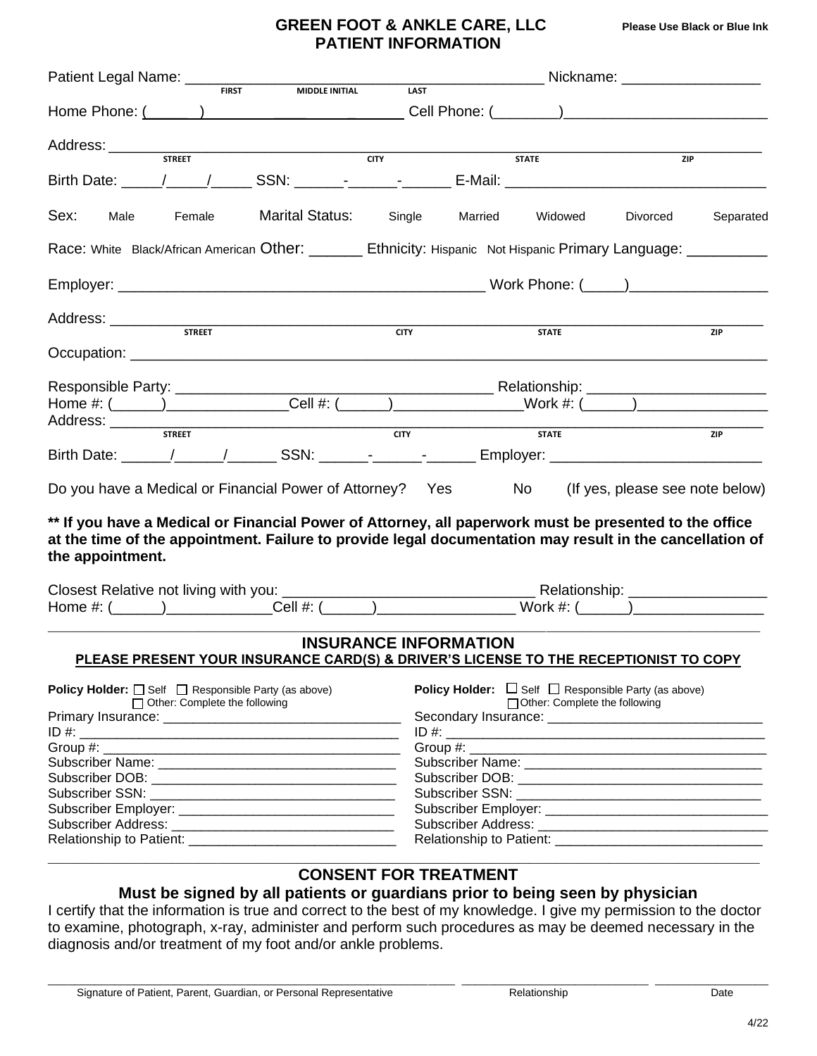# GREEN FOOT & ANKLE CARE, LLC

**Please Use Black or Blue Ink**

## PATIENT INFORMATION

Patient Legal Name: ______________________________________________ Nickname: _________________
FIRST MIDDLE INITIAL LAST

Home Phone: (______)__________________ Cell Phone: (________)_________________________

Address: _________________________________________________________________________________
STREET CITY STATE ZIP

Birth Date: _____/_____/_____ SSN: ______-______-______ E-Mail: _______________________________

Sex: Male Female Marital Status: Single Married Widowed Divorced Separated

Race: White Black/African American Other: _______ Ethnicity: Hispanic Not Hispanic Primary Language: __________

Employer: _____________________________________________ Work Phone: (_____)_________________

Address: _________________________________________________________________________________
STREET CITY STATE ZIP

Occupation: ______________________________________________________________________________

Responsible Party: _______________________________________ Relationship: ______________________
Home #: (______)_______________Cell #: (______)________________Work #: (______)________________
Address: _________________________________________________________________________________
STREET CITY STATE ZIP

Birth Date: ______/______/______ SSN: ______-______-______ Employer: __________________________

Do you have a Medical or Financial Power of Attorney? Yes No (If yes, please see note below)

**** If you have a Medical or Financial Power of Attorney, all paperwork must be presented to the office at the time of the appointment. Failure to provide legal documentation may result in the cancellation of the appointment.**

Closest Relative not living with you: _______________________________ Relationship: _________________
Home #: (______)_____________Cell #: (______)_________________ Work #: (______)________________

## INSURANCE INFORMATION

**PLEASE PRESENT YOUR INSURANCE CARD(S) & DRIVER'S LICENSE TO THE RECEPTIONIST TO COPY**

**Policy Holder:** ☐ Self ☐ Responsible Party (as above)
☐ Other: Complete the following

Primary Insurance: _________________________________
ID #: ___________________________________________
Group #: ________________________________________
Subscriber Name: __________________________________
Subscriber DOB: ___________________________________
Subscriber SSN: ___________________________________
Subscriber Employer: _______________________________
Subscriber Address: ________________________________
Relationship to Patient: _____________________________

**Policy Holder:** ☐ Self ☐ Responsible Party (as above)
☐ Other: Complete the following

Secondary Insurance: _______________________________
ID #: ___________________________________________
Group #: ________________________________________
Subscriber Name: __________________________________
Subscriber DOB: ___________________________________
Subscriber SSN: ___________________________________
Subscriber Employer: _______________________________
Subscriber Address: ________________________________
Relationship to Patient: _____________________________

## CONSENT FOR TREATMENT

### Must be signed by all patients or guardians prior to being seen by physician

I certify that the information is true and correct to the best of my knowledge. I give my permission to the doctor to examine, photograph, x-ray, administer and perform such procedures as may be deemed necessary in the diagnosis and/or treatment of my foot and/or ankle problems.

______________________________________________ ___________________________ ________________
Signature of Patient, Parent, Guardian, or Personal Representative Relationship Date

4/22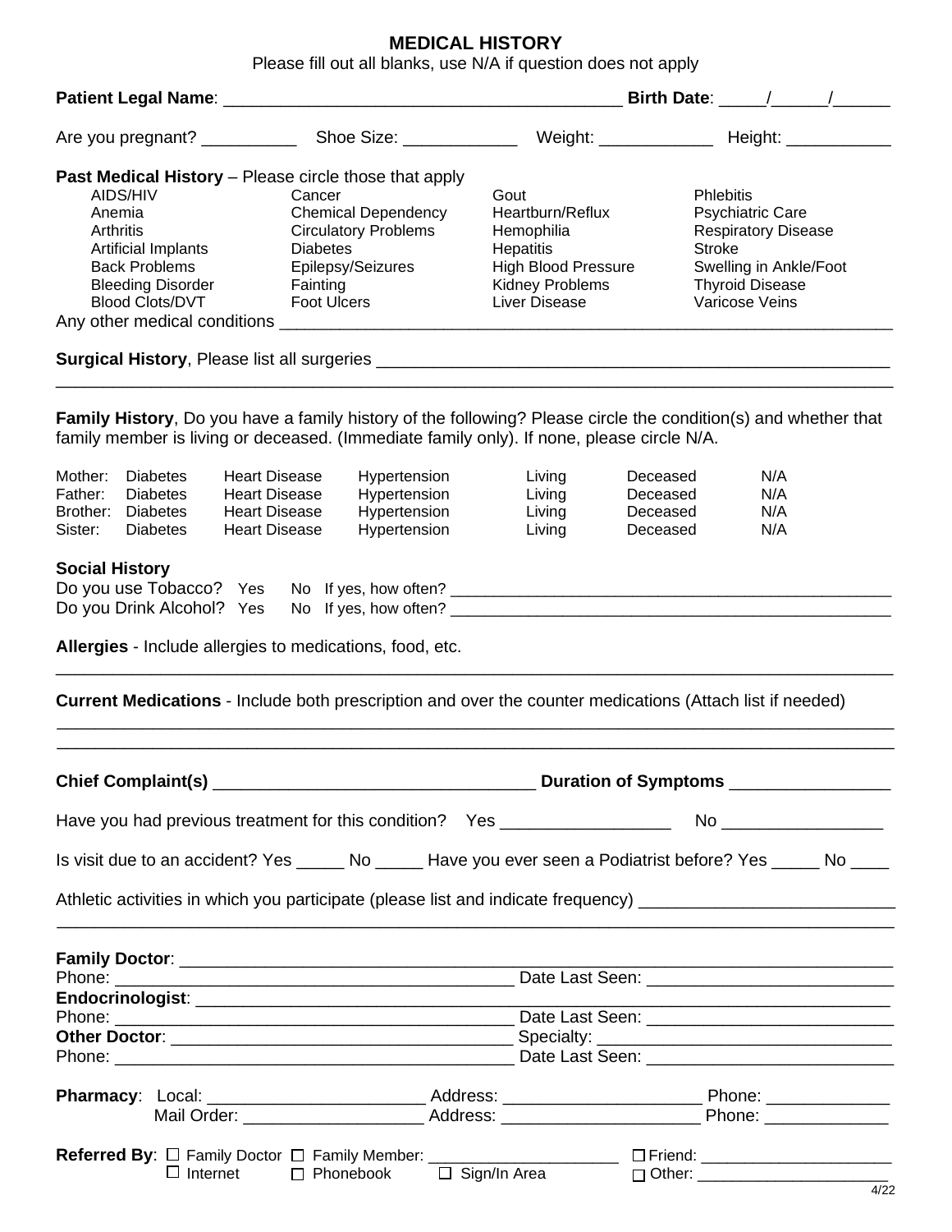# MEDICAL HISTORY

Please fill out all blanks, use N/A if question does not apply

**Patient Legal Name**: ___________________________________________ **Birth Date**: _____/______/______

Are you pregnant? __________ Shoe Size: ____________ Weight: ____________ Height: ___________

**Past Medical History** – Please circle those that apply

| | | | |
|---|---|---|---|
| AIDS/HIV | Cancer | Gout | Phlebitis |
| Anemia | Chemical Dependency | Heartburn/Reflux | Psychiatric Care |
| Arthritis | Circulatory Problems | Hemophilia | Respiratory Disease |
| Artificial Implants | Diabetes | Hepatitis | Stroke |
| Back Problems | Epilepsy/Seizures | High Blood Pressure | Swelling in Ankle/Foot |
| Bleeding Disorder | Fainting | Kidney Problems | Thyroid Disease |
| Blood Clots/DVT | Foot Ulcers | Liver Disease | Varicose Veins |

Any other medical conditions ____________________________________________________________________

**Surgical History**, Please list all surgeries ______________________________________________________

_____________________________________________________________________________________________

**Family History**, Do you have a family history of the following? Please circle the condition(s) and whether that family member is living or deceased. (Immediate family only). If none, please circle N/A.

| | | | | | | |
|---|---|---|---|---|---|---|
| Mother: | Diabetes | Heart Disease | Hypertension | Living | Deceased | N/A |
| Father: | Diabetes | Heart Disease | Hypertension | Living | Deceased | N/A |
| Brother: | Diabetes | Heart Disease | Hypertension | Living | Deceased | N/A |
| Sister: | Diabetes | Heart Disease | Hypertension | Living | Deceased | N/A |

**Social History**

Do you use Tobacco? Yes No If yes, how often? _______________________________________________

Do you Drink Alcohol? Yes No If yes, how often? _______________________________________________

**Allergies** - Include allergies to medications, food, etc.

_____________________________________________________________________________________________

**Current Medications** - Include both prescription and over the counter medications (Attach list if needed)

_____________________________________________________________________________________________

_____________________________________________________________________________________________

**Chief Complaint(s)** _________________________________ **Duration of Symptoms** ________________

Have you had previous treatment for this condition? Yes __________________ No _________________

Is visit due to an accident? Yes _____ No _____ Have you ever seen a Podiatrist before? Yes _____ No ____

Athletic activities in which you participate (please list and indicate frequency) __________________________

_____________________________________________________________________________________________

**Family Doctor**: ____________________________________________________________________________

Phone: __________________________________________ Date Last Seen: _________________________

**Endocrinologist**: __________________________________________________________________________

Phone: __________________________________________ Date Last Seen: _________________________

**Other Doctor**: ___________________________________ Specialty: _____________________________

Phone: __________________________________________ Date Last Seen: _________________________

**Pharmacy**: Local: _______________________ Address: _____________________ Phone: _____________

Mail Order: ___________________ Address: _____________________ Phone: _____________

**Referred By**: ☐ Family Doctor ☐ Family Member: _____________________ ☐ Friend: _____________________

☐ Internet ☐ Phonebook ☐ Sign/In Area ☐ Other: _____________________

4/22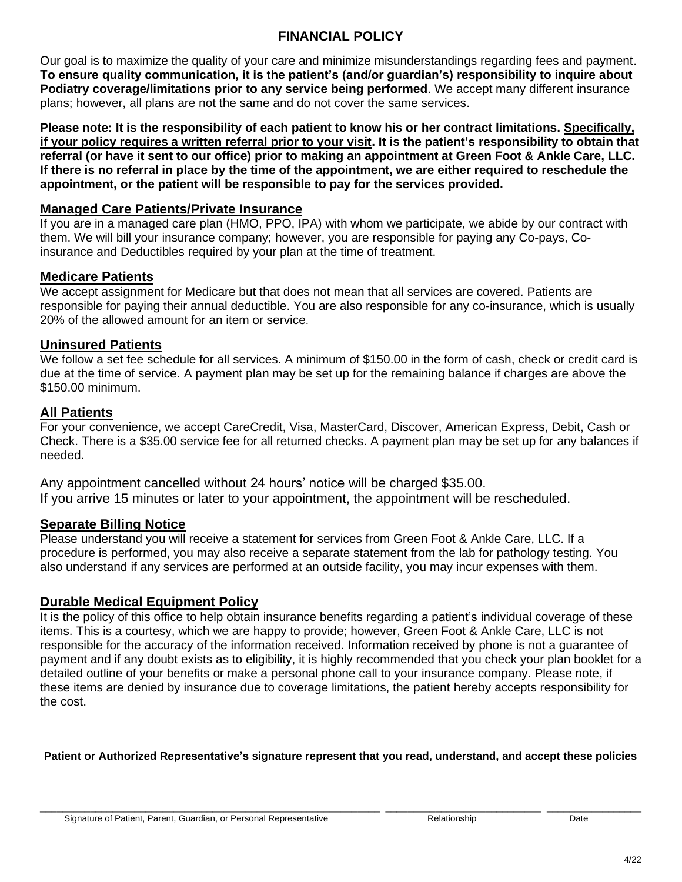# FINANCIAL POLICY

Our goal is to maximize the quality of your care and minimize misunderstandings regarding fees and payment. **To ensure quality communication, it is the patient's (and/or guardian's) responsibility to inquire about Podiatry coverage/limitations prior to any service being performed**. We accept many different insurance plans; however, all plans are not the same and do not cover the same services.

**Please note: It is the responsibility of each patient to know his or her contract limitations. <u>Specifically, if your policy requires a written referral prior to your visit</u>. It is the patient's responsibility to obtain that referral (or have it sent to our office) prior to making an appointment at Green Foot & Ankle Care, LLC. If there is no referral in place by the time of the appointment, we are either required to reschedule the appointment, or the patient will be responsible to pay for the services provided.**

## Managed Care Patients/Private Insurance

If you are in a managed care plan (HMO, PPO, IPA) with whom we participate, we abide by our contract with them. We will bill your insurance company; however, you are responsible for paying any Co-pays, Co-insurance and Deductibles required by your plan at the time of treatment.

## Medicare Patients

We accept assignment for Medicare but that does not mean that all services are covered. Patients are responsible for paying their annual deductible. You are also responsible for any co-insurance, which is usually 20% of the allowed amount for an item or service.

## Uninsured Patients

We follow a set fee schedule for all services. A minimum of $150.00 in the form of cash, check or credit card is due at the time of service. A payment plan may be set up for the remaining balance if charges are above the $150.00 minimum.

## All Patients

For your convenience, we accept CareCredit, Visa, MasterCard, Discover, American Express, Debit, Cash or Check. There is a $35.00 service fee for all returned checks. A payment plan may be set up for any balances if needed.

Any appointment cancelled without 24 hours' notice will be charged $35.00.
If you arrive 15 minutes or later to your appointment, the appointment will be rescheduled.

## Separate Billing Notice

Please understand you will receive a statement for services from Green Foot & Ankle Care, LLC. If a procedure is performed, you may also receive a separate statement from the lab for pathology testing. You also understand if any services are performed at an outside facility, you may incur expenses with them.

## Durable Medical Equipment Policy

It is the policy of this office to help obtain insurance benefits regarding a patient's individual coverage of these items. This is a courtesy, which we are happy to provide; however, Green Foot & Ankle Care, LLC is not responsible for the accuracy of the information received. Information received by phone is not a guarantee of payment and if any doubt exists as to eligibility, it is highly recommended that you check your plan booklet for a detailed outline of your benefits or make a personal phone call to your insurance company. Please note, if these items are denied by insurance due to coverage limitations, the patient hereby accepts responsibility for the cost.

**Patient or Authorized Representative's signature represent that you read, understand, and accept these policies**

| ______________________________ | ______________ | __________ |
|---|---|---|
| Signature of Patient, Parent, Guardian, or Personal Representative | Relationship | Date |

4/22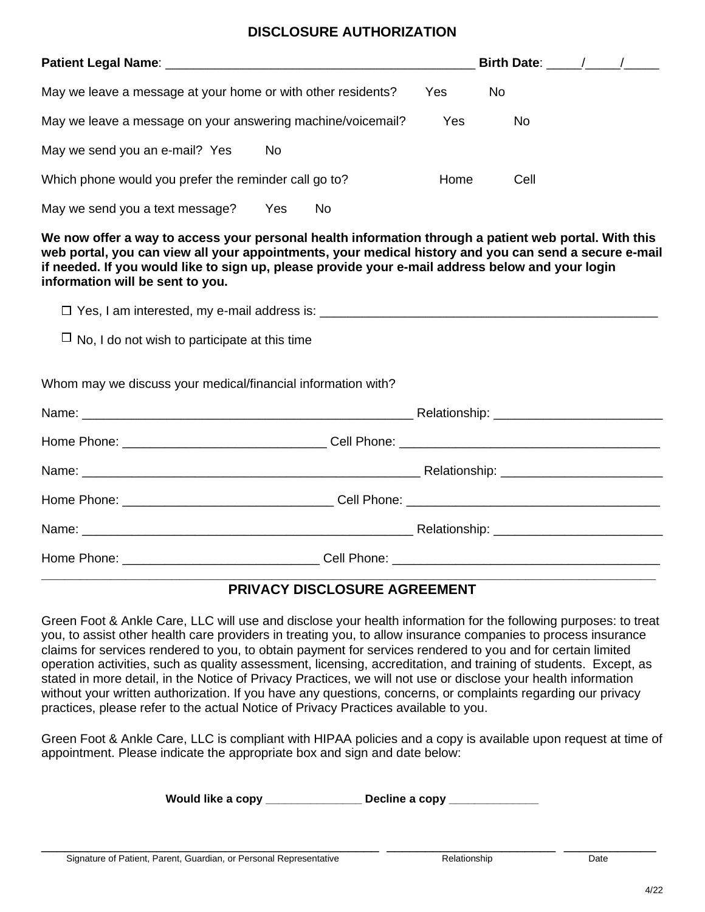## DISCLOSURE AUTHORIZATION

**Patient Legal Name**: ____________________________________________ **Birth Date**: _____/_____/_____

May we leave a message at your home or with other residents? Yes No

May we leave a message on your answering machine/voicemail? Yes No

May we send you an e-mail? Yes No

Which phone would you prefer the reminder call go to? Home Cell

May we send you a text message? Yes No

**We now offer a way to access your personal health information through a patient web portal. With this web portal, you can view all your appointments, your medical history and you can send a secure e-mail if needed. If you would like to sign up, please provide your e-mail address below and your login information will be sent to you.**

☐ Yes, I am interested, my e-mail address is: _________________________________________________

☐ No, I do not wish to participate at this time

Whom may we discuss your medical/financial information with?

Name: ________________________________________________ Relationship: ________________________

Home Phone: ____________________________ Cell Phone: ____________________________________

Name: ________________________________________________ Relationship: ________________________

Home Phone: ______________________________ Cell Phone: ___________________________________

Name: ________________________________________________ Relationship: ________________________

Home Phone: ____________________________ Cell Phone: ____________________________________

## PRIVACY DISCLOSURE AGREEMENT

Green Foot & Ankle Care, LLC will use and disclose your health information for the following purposes: to treat you, to assist other health care providers in treating you, to allow insurance companies to process insurance claims for services rendered to you, to obtain payment for services rendered to you and for certain limited operation activities, such as quality assessment, licensing, accreditation, and training of students. Except, as stated in more detail, in the Notice of Privacy Practices, we will not use or disclose your health information without your written authorization. If you have any questions, concerns, or complaints regarding our privacy practices, please refer to the actual Notice of Privacy Practices available to you.

Green Foot & Ankle Care, LLC is compliant with HIPAA policies and a copy is available upon request at time of appointment. Please indicate the appropriate box and sign and date below:

**Would like a copy _______________ Decline a copy ______________**

_____________________________________________ ________________________ ______________

Signature of Patient, Parent, Guardian, or Personal Representative — Relationship — Date

4/22